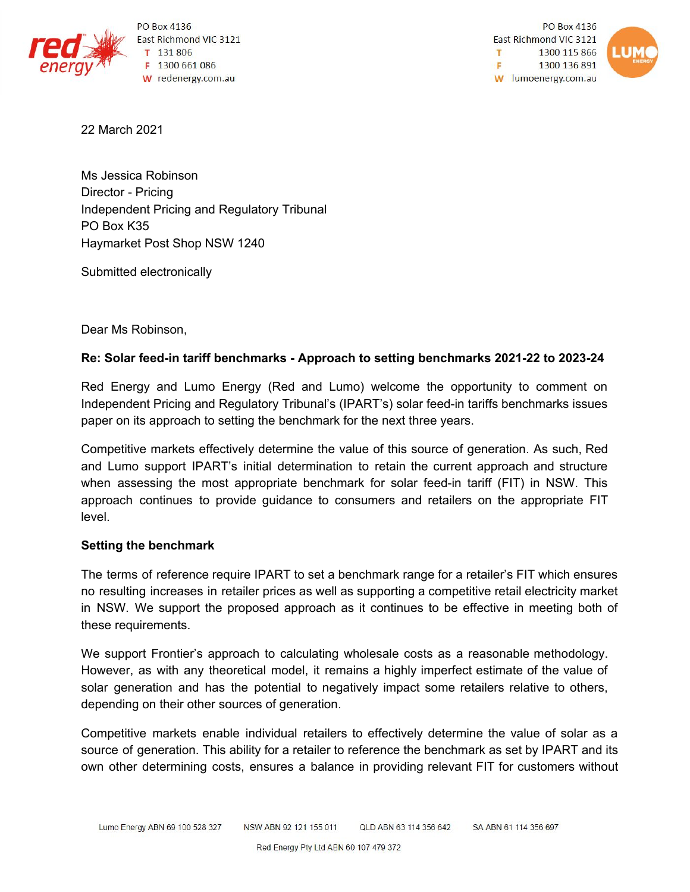PO Box 4136
East Richmond VIC 3121
T 131 806
F 1300 661 086
W redenergy.com.au

PO Box 4136
East Richmond VIC 3121
T 1300 115 866
F 1300 136 891
W lumoenergy.com.au

22 March 2021

Ms Jessica Robinson
Director - Pricing
Independent Pricing and Regulatory Tribunal
PO Box K35
Haymarket Post Shop NSW 1240

Submitted electronically

Dear Ms Robinson,

**Re: Solar feed-in tariff benchmarks - Approach to setting benchmarks 2021-22 to 2023-24**

Red Energy and Lumo Energy (Red and Lumo) welcome the opportunity to comment on Independent Pricing and Regulatory Tribunal's (IPART's) solar feed-in tariffs benchmarks issues paper on its approach to setting the benchmark for the next three years.

Competitive markets effectively determine the value of this source of generation. As such, Red and Lumo support IPART's initial determination to retain the current approach and structure when assessing the most appropriate benchmark for solar feed-in tariff (FIT) in NSW. This approach continues to provide guidance to consumers and retailers on the appropriate FIT level.

**Setting the benchmark**

The terms of reference require IPART to set a benchmark range for a retailer's FIT which ensures no resulting increases in retailer prices as well as supporting a competitive retail electricity market in NSW. We support the proposed approach as it continues to be effective in meeting both of these requirements.

We support Frontier's approach to calculating wholesale costs as a reasonable methodology. However, as with any theoretical model, it remains a highly imperfect estimate of the value of solar generation and has the potential to negatively impact some retailers relative to others, depending on their other sources of generation.

Competitive markets enable individual retailers to effectively determine the value of solar as a source of generation. This ability for a retailer to reference the benchmark as set by IPART and its own other determining costs, ensures a balance in providing relevant FIT for customers without

Lumo Energy ABN 69 100 528 327 NSW ABN 92 121 155 011 QLD ABN 63 114 356 642 SA ABN 61 114 356 697

Red Energy Pty Ltd ABN 60 107 479 372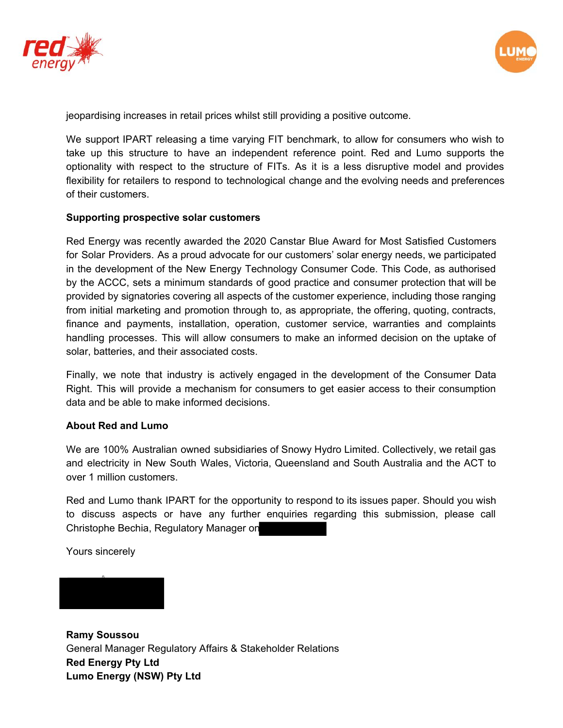jeopardising increases in retail prices whilst still providing a positive outcome.

We support IPART releasing a time varying FIT benchmark, to allow for consumers who wish to take up this structure to have an independent reference point. Red and Lumo supports the optionality with respect to the structure of FITs. As it is a less disruptive model and provides flexibility for retailers to respond to technological change and the evolving needs and preferences of their customers.

**Supporting prospective solar customers**

Red Energy was recently awarded the 2020 Canstar Blue Award for Most Satisfied Customers for Solar Providers. As a proud advocate for our customers' solar energy needs, we participated in the development of the New Energy Technology Consumer Code. This Code, as authorised by the ACCC, sets a minimum standards of good practice and consumer protection that will be provided by signatories covering all aspects of the customer experience, including those ranging from initial marketing and promotion through to, as appropriate, the offering, quoting, contracts, finance and payments, installation, operation, customer service, warranties and complaints handling processes. This will allow consumers to make an informed decision on the uptake of solar, batteries, and their associated costs.

Finally, we note that industry is actively engaged in the development of the Consumer Data Right. This will provide a mechanism for consumers to get easier access to their consumption data and be able to make informed decisions.

**About Red and Lumo**

We are 100% Australian owned subsidiaries of Snowy Hydro Limited. Collectively, we retail gas and electricity in New South Wales, Victoria, Queensland and South Australia and the ACT to over 1 million customers.

Red and Lumo thank IPART for the opportunity to respond to its issues paper. Should you wish to discuss aspects or have any further enquiries regarding this submission, please call Christophe Bechia, Regulatory Manager on

Yours sincerely

**Ramy Soussou**
General Manager Regulatory Affairs & Stakeholder Relations
**Red Energy Pty Ltd**
**Lumo Energy (NSW) Pty Ltd**